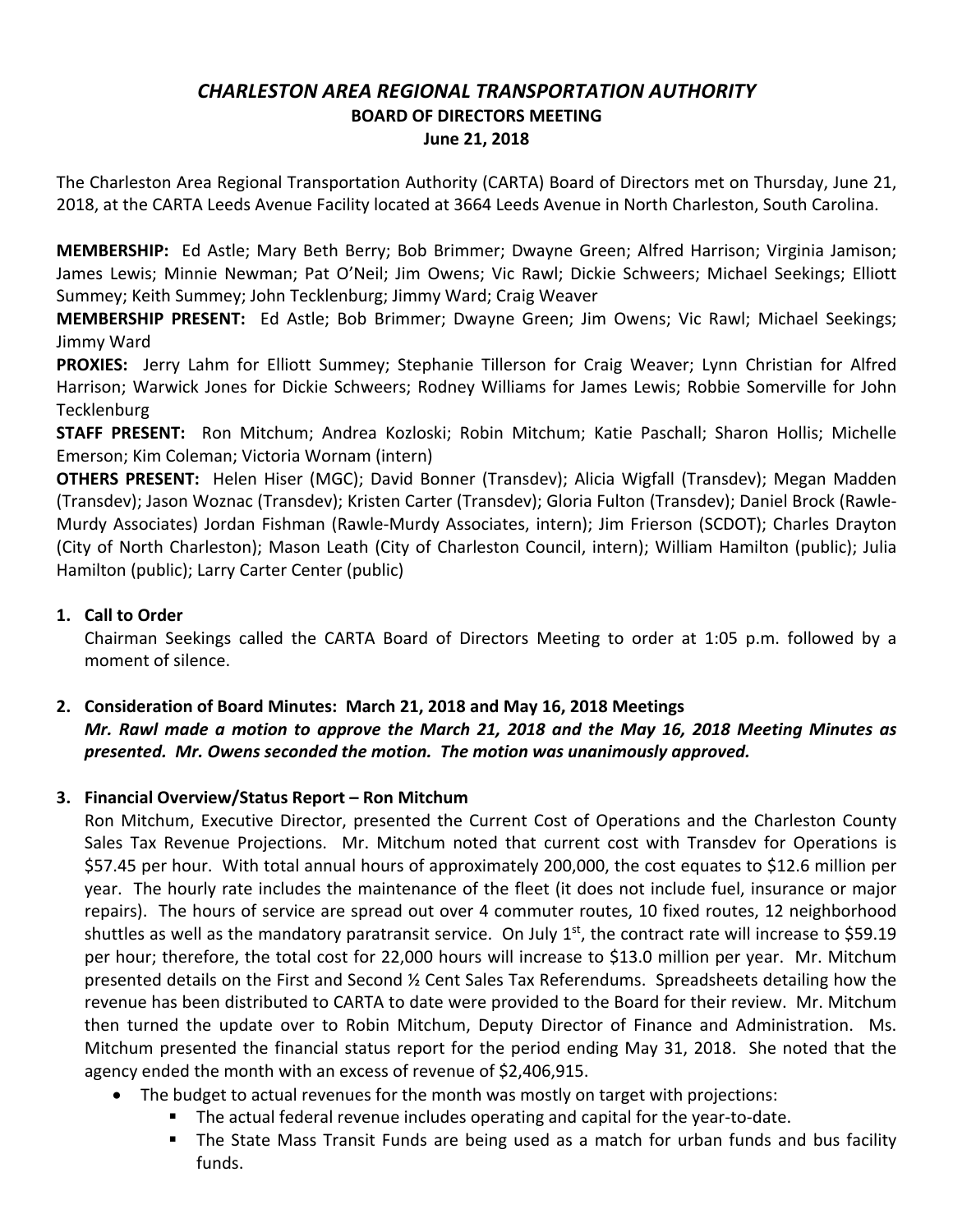# *CHARLESTON AREA REGIONAL TRANSPORTATION AUTHORITY*
## BOARD OF DIRECTORS MEETING
### June 21, 2018

The Charleston Area Regional Transportation Authority (CARTA) Board of Directors met on Thursday, June 21, 2018, at the CARTA Leeds Avenue Facility located at 3664 Leeds Avenue in North Charleston, South Carolina.

**MEMBERSHIP:** Ed Astle; Mary Beth Berry; Bob Brimmer; Dwayne Green; Alfred Harrison; Virginia Jamison; James Lewis; Minnie Newman; Pat O'Neil; Jim Owens; Vic Rawl; Dickie Schweers; Michael Seekings; Elliott Summey; Keith Summey; John Tecklenburg; Jimmy Ward; Craig Weaver

**MEMBERSHIP PRESENT:** Ed Astle; Bob Brimmer; Dwayne Green; Jim Owens; Vic Rawl; Michael Seekings; Jimmy Ward

**PROXIES:** Jerry Lahm for Elliott Summey; Stephanie Tillerson for Craig Weaver; Lynn Christian for Alfred Harrison; Warwick Jones for Dickie Schweers; Rodney Williams for James Lewis; Robbie Somerville for John Tecklenburg

**STAFF PRESENT:** Ron Mitchum; Andrea Kozloski; Robin Mitchum; Katie Paschall; Sharon Hollis; Michelle Emerson; Kim Coleman; Victoria Wornam (intern)

**OTHERS PRESENT:** Helen Hiser (MGC); David Bonner (Transdev); Alicia Wigfall (Transdev); Megan Madden (Transdev); Jason Woznac (Transdev); Kristen Carter (Transdev); Gloria Fulton (Transdev); Daniel Brock (Rawle-Murdy Associates) Jordan Fishman (Rawle-Murdy Associates, intern); Jim Frierson (SCDOT); Charles Drayton (City of North Charleston); Mason Leath (City of Charleston Council, intern); William Hamilton (public); Julia Hamilton (public); Larry Carter Center (public)

1. **Call to Order**

   Chairman Seekings called the CARTA Board of Directors Meeting to order at 1:05 p.m. followed by a moment of silence.

2. **Consideration of Board Minutes: March 21, 2018 and May 16, 2018 Meetings**

   ***Mr. Rawl made a motion to approve the March 21, 2018 and the May 16, 2018 Meeting Minutes as presented. Mr. Owens seconded the motion. The motion was unanimously approved.***

3. **Financial Overview/Status Report – Ron Mitchum**

   Ron Mitchum, Executive Director, presented the Current Cost of Operations and the Charleston County Sales Tax Revenue Projections. Mr. Mitchum noted that current cost with Transdev for Operations is \$57.45 per hour. With total annual hours of approximately 200,000, the cost equates to \$12.6 million per year. The hourly rate includes the maintenance of the fleet (it does not include fuel, insurance or major repairs). The hours of service are spread out over 4 commuter routes, 10 fixed routes, 12 neighborhood shuttles as well as the mandatory paratransit service. On July 1st, the contract rate will increase to \$59.19 per hour; therefore, the total cost for 22,000 hours will increase to \$13.0 million per year. Mr. Mitchum presented details on the First and Second ½ Cent Sales Tax Referendums. Spreadsheets detailing how the revenue has been distributed to CARTA to date were provided to the Board for their review. Mr. Mitchum then turned the update over to Robin Mitchum, Deputy Director of Finance and Administration. Ms. Mitchum presented the financial status report for the period ending May 31, 2018. She noted that the agency ended the month with an excess of revenue of \$2,406,915.

   - The budget to actual revenues for the month was mostly on target with projections:
     - The actual federal revenue includes operating and capital for the year-to-date.
     - The State Mass Transit Funds are being used as a match for urban funds and bus facility funds.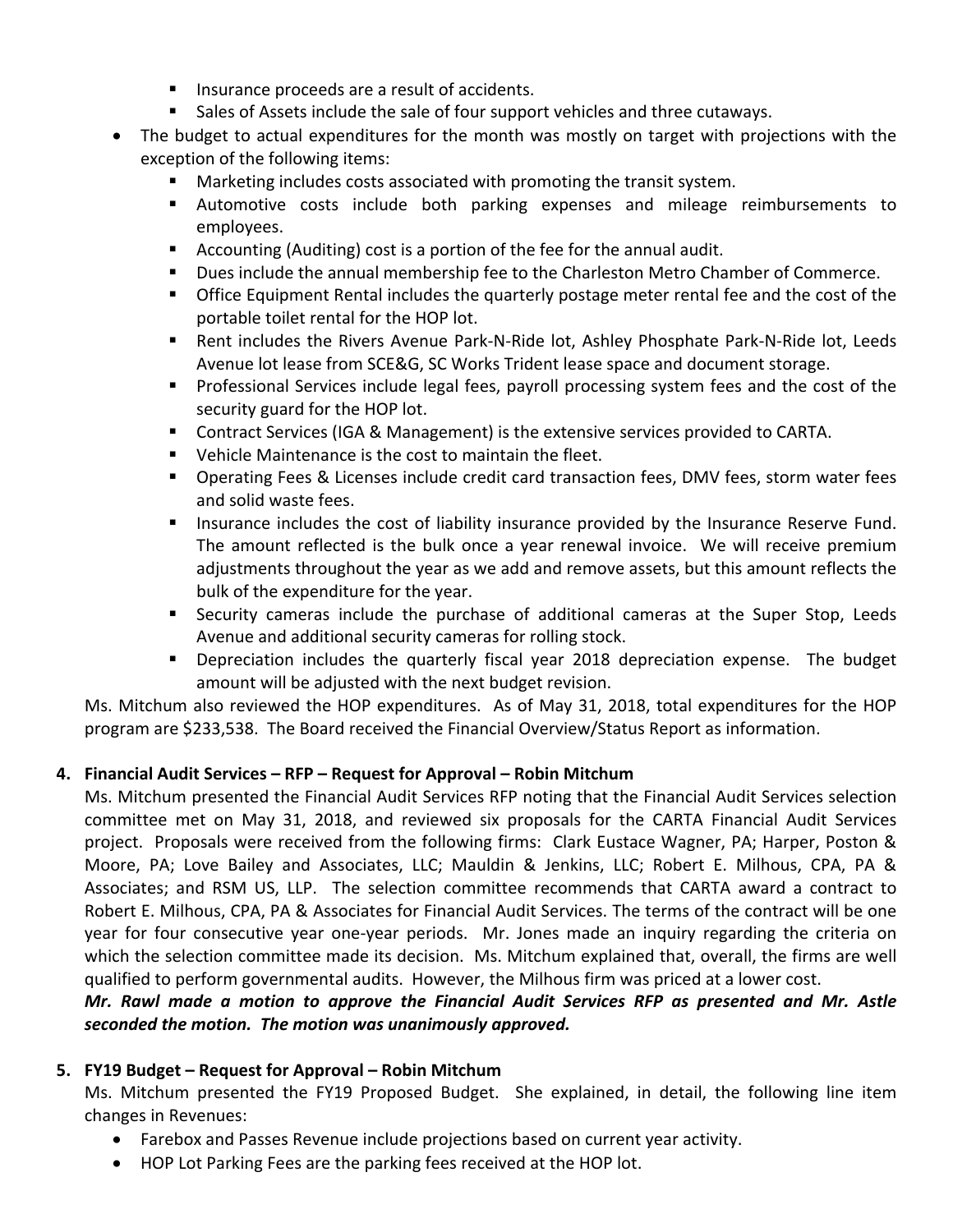- Insurance proceeds are a result of accidents.
  - Sales of Assets include the sale of four support vehicles and three cutaways.
- The budget to actual expenditures for the month was mostly on target with projections with the exception of the following items:
  - Marketing includes costs associated with promoting the transit system.
  - Automotive costs include both parking expenses and mileage reimbursements to employees.
  - Accounting (Auditing) cost is a portion of the fee for the annual audit.
  - Dues include the annual membership fee to the Charleston Metro Chamber of Commerce.
  - Office Equipment Rental includes the quarterly postage meter rental fee and the cost of the portable toilet rental for the HOP lot.
  - Rent includes the Rivers Avenue Park-N-Ride lot, Ashley Phosphate Park-N-Ride lot, Leeds Avenue lot lease from SCE&G, SC Works Trident lease space and document storage.
  - Professional Services include legal fees, payroll processing system fees and the cost of the security guard for the HOP lot.
  - Contract Services (IGA & Management) is the extensive services provided to CARTA.
  - Vehicle Maintenance is the cost to maintain the fleet.
  - Operating Fees & Licenses include credit card transaction fees, DMV fees, storm water fees and solid waste fees.
  - Insurance includes the cost of liability insurance provided by the Insurance Reserve Fund. The amount reflected is the bulk once a year renewal invoice. We will receive premium adjustments throughout the year as we add and remove assets, but this amount reflects the bulk of the expenditure for the year.
  - Security cameras include the purchase of additional cameras at the Super Stop, Leeds Avenue and additional security cameras for rolling stock.
  - Depreciation includes the quarterly fiscal year 2018 depreciation expense. The budget amount will be adjusted with the next budget revision.

Ms. Mitchum also reviewed the HOP expenditures. As of May 31, 2018, total expenditures for the HOP program are $233,538. The Board received the Financial Overview/Status Report as information.

**4. Financial Audit Services – RFP – Request for Approval – Robin Mitchum**

Ms. Mitchum presented the Financial Audit Services RFP noting that the Financial Audit Services selection committee met on May 31, 2018, and reviewed six proposals for the CARTA Financial Audit Services project. Proposals were received from the following firms: Clark Eustace Wagner, PA; Harper, Poston & Moore, PA; Love Bailey and Associates, LLC; Mauldin & Jenkins, LLC; Robert E. Milhous, CPA, PA & Associates; and RSM US, LLP. The selection committee recommends that CARTA award a contract to Robert E. Milhous, CPA, PA & Associates for Financial Audit Services. The terms of the contract will be one year for four consecutive year one-year periods. Mr. Jones made an inquiry regarding the criteria on which the selection committee made its decision. Ms. Mitchum explained that, overall, the firms are well qualified to perform governmental audits. However, the Milhous firm was priced at a lower cost.

***Mr. Rawl made a motion to approve the Financial Audit Services RFP as presented and Mr. Astle seconded the motion. The motion was unanimously approved.***

**5. FY19 Budget – Request for Approval – Robin Mitchum**

Ms. Mitchum presented the FY19 Proposed Budget. She explained, in detail, the following line item changes in Revenues:

- Farebox and Passes Revenue include projections based on current year activity.
- HOP Lot Parking Fees are the parking fees received at the HOP lot.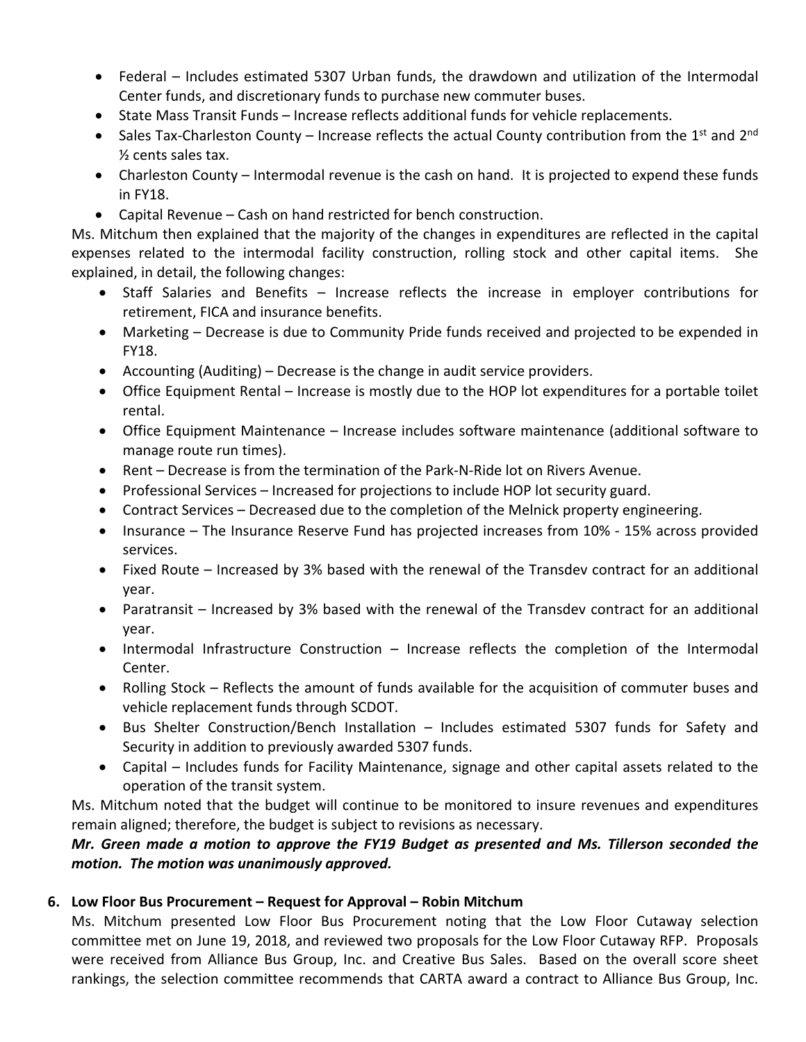- Federal – Includes estimated 5307 Urban funds, the drawdown and utilization of the Intermodal Center funds, and discretionary funds to purchase new commuter buses.
- State Mass Transit Funds – Increase reflects additional funds for vehicle replacements.
- Sales Tax-Charleston County – Increase reflects the actual County contribution from the 1st and 2nd ½ cents sales tax.
- Charleston County – Intermodal revenue is the cash on hand. It is projected to expend these funds in FY18.
- Capital Revenue – Cash on hand restricted for bench construction.

Ms. Mitchum then explained that the majority of the changes in expenditures are reflected in the capital expenses related to the intermodal facility construction, rolling stock and other capital items. She explained, in detail, the following changes:

- Staff Salaries and Benefits – Increase reflects the increase in employer contributions for retirement, FICA and insurance benefits.
- Marketing – Decrease is due to Community Pride funds received and projected to be expended in FY18.
- Accounting (Auditing) – Decrease is the change in audit service providers.
- Office Equipment Rental – Increase is mostly due to the HOP lot expenditures for a portable toilet rental.
- Office Equipment Maintenance – Increase includes software maintenance (additional software to manage route run times).
- Rent – Decrease is from the termination of the Park-N-Ride lot on Rivers Avenue.
- Professional Services – Increased for projections to include HOP lot security guard.
- Contract Services – Decreased due to the completion of the Melnick property engineering.
- Insurance – The Insurance Reserve Fund has projected increases from 10% - 15% across provided services.
- Fixed Route – Increased by 3% based with the renewal of the Transdev contract for an additional year.
- Paratransit – Increased by 3% based with the renewal of the Transdev contract for an additional year.
- Intermodal Infrastructure Construction – Increase reflects the completion of the Intermodal Center.
- Rolling Stock – Reflects the amount of funds available for the acquisition of commuter buses and vehicle replacement funds through SCDOT.
- Bus Shelter Construction/Bench Installation – Includes estimated 5307 funds for Safety and Security in addition to previously awarded 5307 funds.
- Capital – Includes funds for Facility Maintenance, signage and other capital assets related to the operation of the transit system.

Ms. Mitchum noted that the budget will continue to be monitored to insure revenues and expenditures remain aligned; therefore, the budget is subject to revisions as necessary.

***Mr. Green made a motion to approve the FY19 Budget as presented and Ms. Tillerson seconded the motion. The motion was unanimously approved.***

**6. Low Floor Bus Procurement – Request for Approval – Robin Mitchum**

Ms. Mitchum presented Low Floor Bus Procurement noting that the Low Floor Cutaway selection committee met on June 19, 2018, and reviewed two proposals for the Low Floor Cutaway RFP. Proposals were received from Alliance Bus Group, Inc. and Creative Bus Sales. Based on the overall score sheet rankings, the selection committee recommends that CARTA award a contract to Alliance Bus Group, Inc.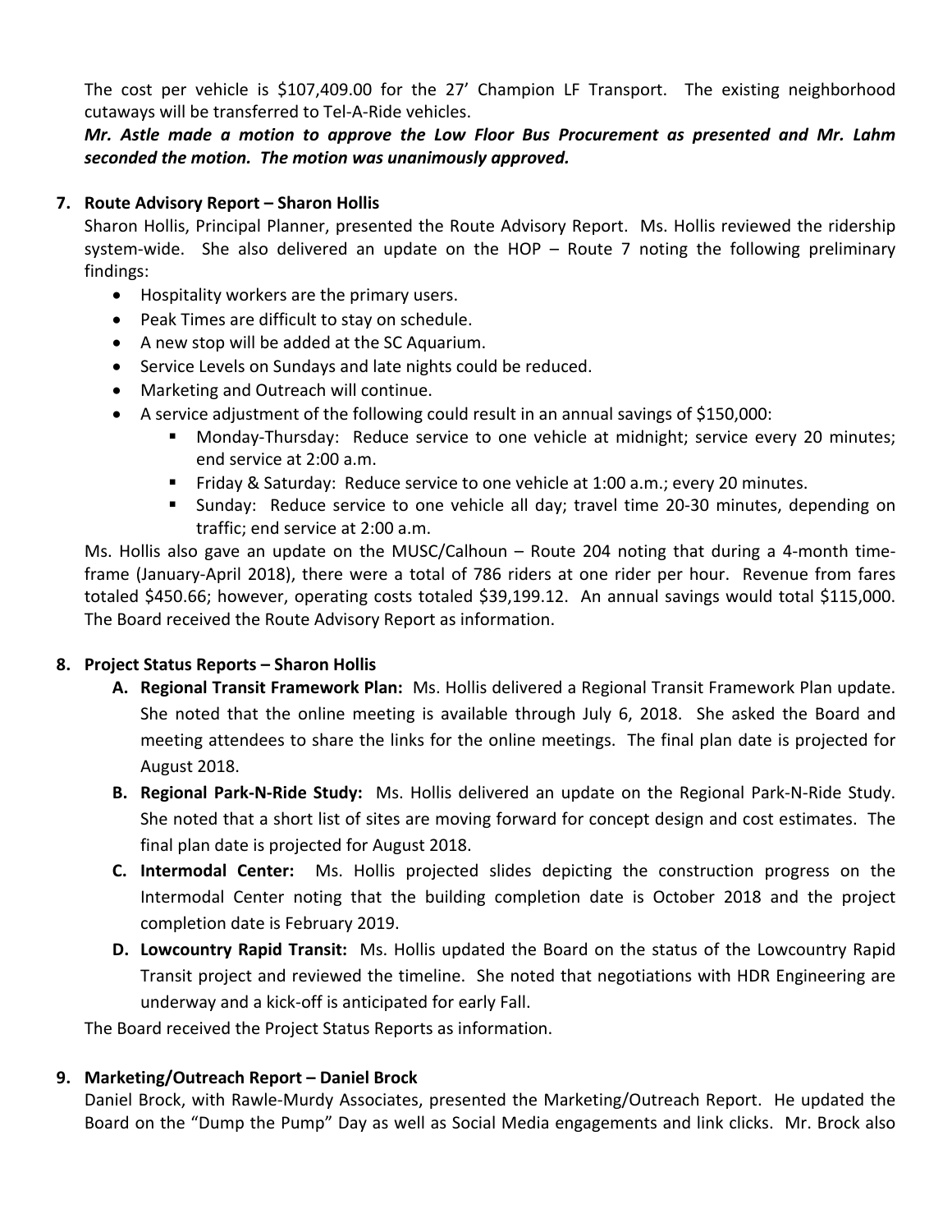The cost per vehicle is $107,409.00 for the 27' Champion LF Transport. The existing neighborhood cutaways will be transferred to Tel-A-Ride vehicles.

***Mr. Astle made a motion to approve the Low Floor Bus Procurement as presented and Mr. Lahm seconded the motion. The motion was unanimously approved.***

**7. Route Advisory Report – Sharon Hollis**

Sharon Hollis, Principal Planner, presented the Route Advisory Report. Ms. Hollis reviewed the ridership system-wide. She also delivered an update on the HOP – Route 7 noting the following preliminary findings:

- Hospitality workers are the primary users.
- Peak Times are difficult to stay on schedule.
- A new stop will be added at the SC Aquarium.
- Service Levels on Sundays and late nights could be reduced.
- Marketing and Outreach will continue.
- A service adjustment of the following could result in an annual savings of $150,000:
  - Monday-Thursday: Reduce service to one vehicle at midnight; service every 20 minutes; end service at 2:00 a.m.
  - Friday & Saturday: Reduce service to one vehicle at 1:00 a.m.; every 20 minutes.
  - Sunday: Reduce service to one vehicle all day; travel time 20-30 minutes, depending on traffic; end service at 2:00 a.m.

Ms. Hollis also gave an update on the MUSC/Calhoun – Route 204 noting that during a 4-month time-frame (January-April 2018), there were a total of 786 riders at one rider per hour. Revenue from fares totaled $450.66; however, operating costs totaled $39,199.12. An annual savings would total $115,000. The Board received the Route Advisory Report as information.

**8. Project Status Reports – Sharon Hollis**

**A. Regional Transit Framework Plan:** Ms. Hollis delivered a Regional Transit Framework Plan update. She noted that the online meeting is available through July 6, 2018. She asked the Board and meeting attendees to share the links for the online meetings. The final plan date is projected for August 2018.

**B. Regional Park-N-Ride Study:** Ms. Hollis delivered an update on the Regional Park-N-Ride Study. She noted that a short list of sites are moving forward for concept design and cost estimates. The final plan date is projected for August 2018.

**C. Intermodal Center:** Ms. Hollis projected slides depicting the construction progress on the Intermodal Center noting that the building completion date is October 2018 and the project completion date is February 2019.

**D. Lowcountry Rapid Transit:** Ms. Hollis updated the Board on the status of the Lowcountry Rapid Transit project and reviewed the timeline. She noted that negotiations with HDR Engineering are underway and a kick-off is anticipated for early Fall.

The Board received the Project Status Reports as information.

**9. Marketing/Outreach Report – Daniel Brock**

Daniel Brock, with Rawle-Murdy Associates, presented the Marketing/Outreach Report. He updated the Board on the "Dump the Pump" Day as well as Social Media engagements and link clicks. Mr. Brock also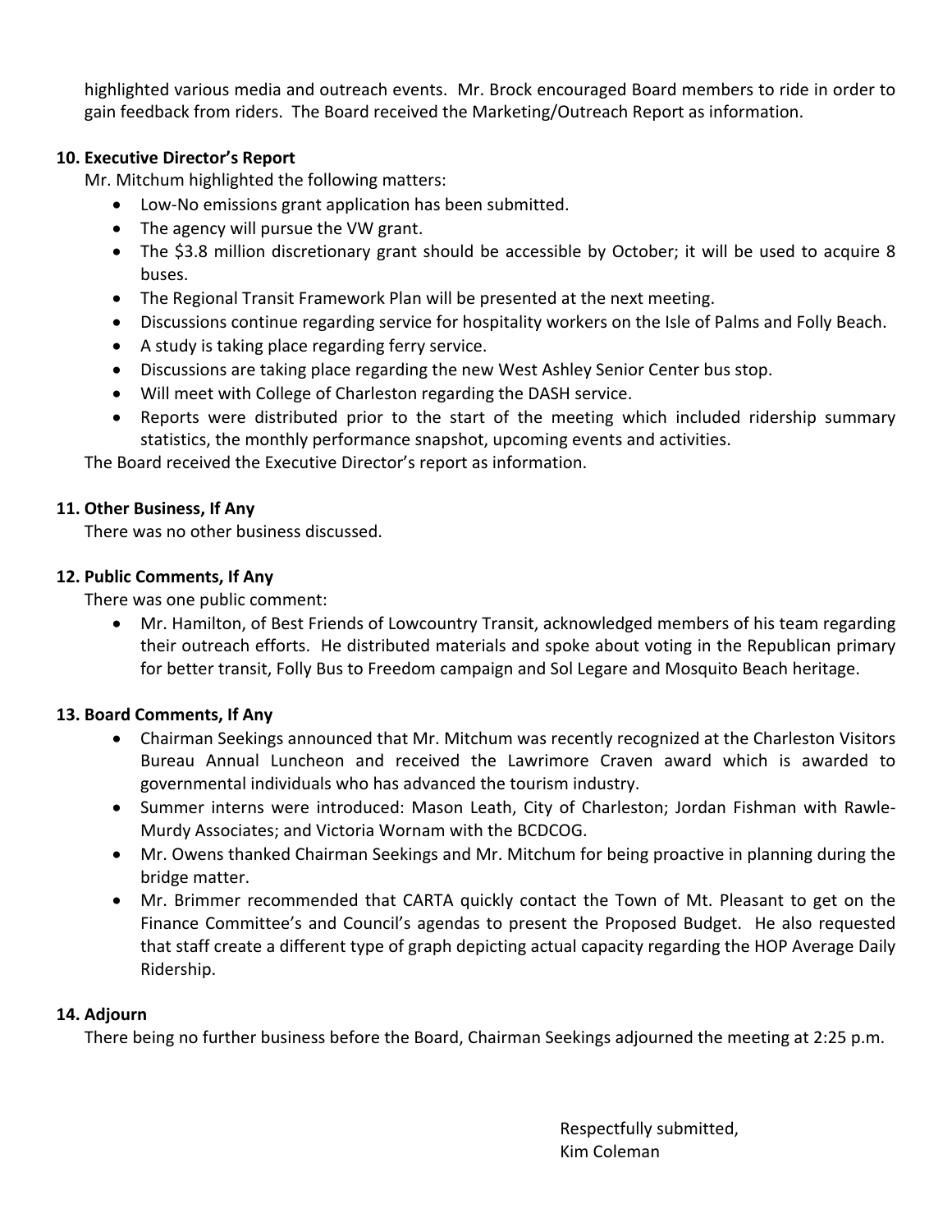highlighted various media and outreach events. Mr. Brock encouraged Board members to ride in order to gain feedback from riders. The Board received the Marketing/Outreach Report as information.

**10. Executive Director's Report**

Mr. Mitchum highlighted the following matters:

- Low-No emissions grant application has been submitted.
- The agency will pursue the VW grant.
- The $3.8 million discretionary grant should be accessible by October; it will be used to acquire 8 buses.
- The Regional Transit Framework Plan will be presented at the next meeting.
- Discussions continue regarding service for hospitality workers on the Isle of Palms and Folly Beach.
- A study is taking place regarding ferry service.
- Discussions are taking place regarding the new West Ashley Senior Center bus stop.
- Will meet with College of Charleston regarding the DASH service.
- Reports were distributed prior to the start of the meeting which included ridership summary statistics, the monthly performance snapshot, upcoming events and activities.

The Board received the Executive Director's report as information.

**11. Other Business, If Any**

There was no other business discussed.

**12. Public Comments, If Any**

There was one public comment:

- Mr. Hamilton, of Best Friends of Lowcountry Transit, acknowledged members of his team regarding their outreach efforts. He distributed materials and spoke about voting in the Republican primary for better transit, Folly Bus to Freedom campaign and Sol Legare and Mosquito Beach heritage.

**13. Board Comments, If Any**

- Chairman Seekings announced that Mr. Mitchum was recently recognized at the Charleston Visitors Bureau Annual Luncheon and received the Lawrimore Craven award which is awarded to governmental individuals who has advanced the tourism industry.
- Summer interns were introduced: Mason Leath, City of Charleston; Jordan Fishman with Rawle-Murdy Associates; and Victoria Wornam with the BCDCOG.
- Mr. Owens thanked Chairman Seekings and Mr. Mitchum for being proactive in planning during the bridge matter.
- Mr. Brimmer recommended that CARTA quickly contact the Town of Mt. Pleasant to get on the Finance Committee's and Council's agendas to present the Proposed Budget. He also requested that staff create a different type of graph depicting actual capacity regarding the HOP Average Daily Ridership.

**14. Adjourn**

There being no further business before the Board, Chairman Seekings adjourned the meeting at 2:25 p.m.

Respectfully submitted,
Kim Coleman